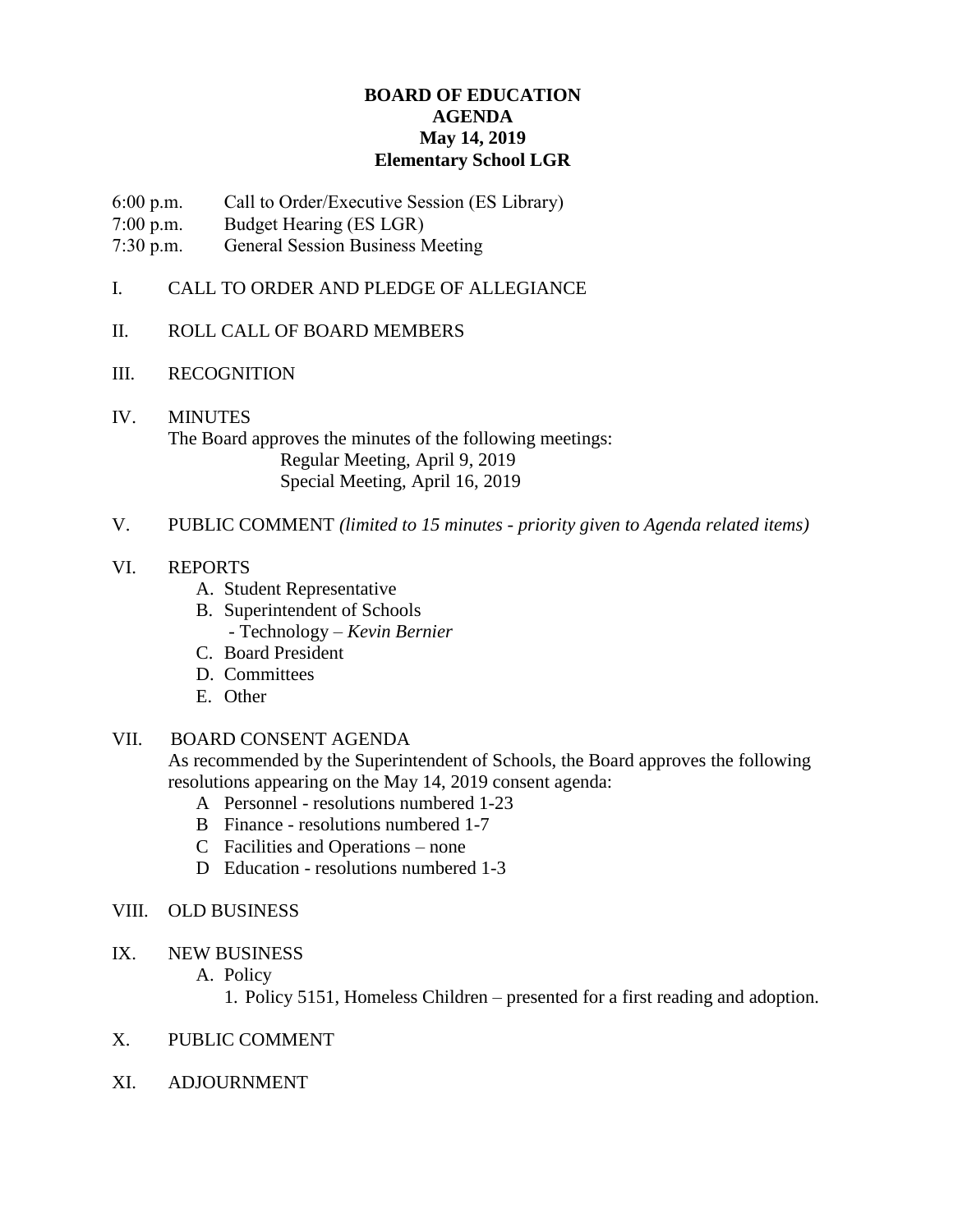**BOARD OF EDUCATION**
**AGENDA**
**May 14, 2019**
**Elementary School LGR**

6:00 p.m. Call to Order/Executive Session (ES Library)
7:00 p.m. Budget Hearing (ES LGR)
7:30 p.m. General Session Business Meeting

I. CALL TO ORDER AND PLEDGE OF ALLEGIANCE

II. ROLL CALL OF BOARD MEMBERS

III. RECOGNITION

IV. MINUTES
The Board approves the minutes of the following meetings:
Regular Meeting, April 9, 2019
Special Meeting, April 16, 2019

V. PUBLIC COMMENT *(limited to 15 minutes - priority given to Agenda related items)*

VI. REPORTS
- A. Student Representative
- B. Superintendent of Schools
  - Technology – *Kevin Bernier*
- C. Board President
- D. Committees
- E. Other

VII. BOARD CONSENT AGENDA
As recommended by the Superintendent of Schools, the Board approves the following resolutions appearing on the May 14, 2019 consent agenda:
- A Personnel - resolutions numbered 1-23
- B Finance - resolutions numbered 1-7
- C Facilities and Operations – none
- D Education - resolutions numbered 1-3

VIII. OLD BUSINESS

IX. NEW BUSINESS
- A. Policy
  1. Policy 5151, Homeless Children – presented for a first reading and adoption.

X. PUBLIC COMMENT

XI. ADJOURNMENT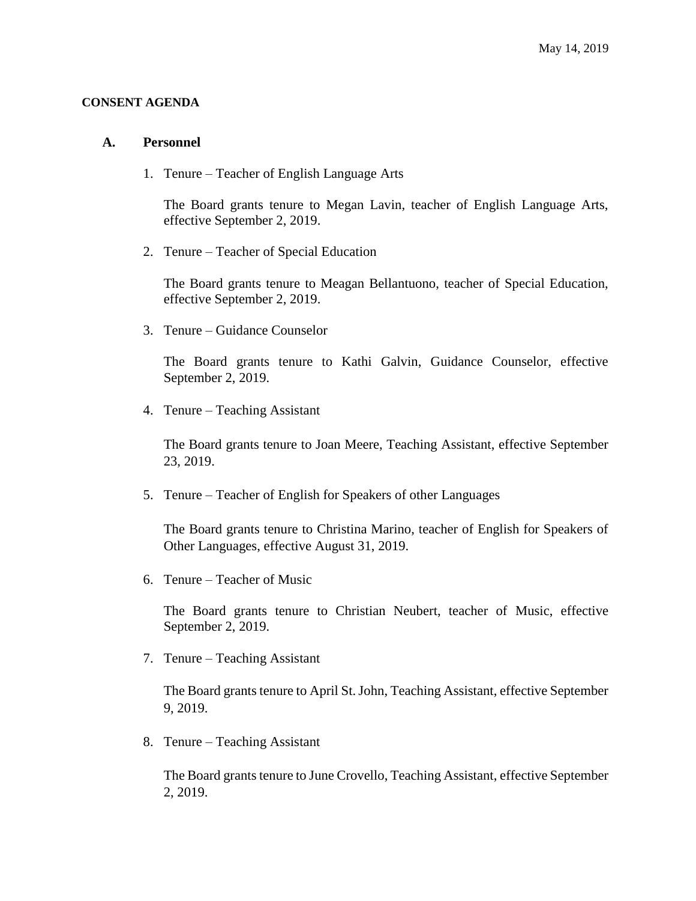May 14, 2019

**CONSENT AGENDA**

**A. Personnel**

1. Tenure – Teacher of English Language Arts

   The Board grants tenure to Megan Lavin, teacher of English Language Arts, effective September 2, 2019.

2. Tenure – Teacher of Special Education

   The Board grants tenure to Meagan Bellantuono, teacher of Special Education, effective September 2, 2019.

3. Tenure – Guidance Counselor

   The Board grants tenure to Kathi Galvin, Guidance Counselor, effective September 2, 2019.

4. Tenure – Teaching Assistant

   The Board grants tenure to Joan Meere, Teaching Assistant, effective September 23, 2019.

5. Tenure – Teacher of English for Speakers of other Languages

   The Board grants tenure to Christina Marino, teacher of English for Speakers of Other Languages, effective August 31, 2019.

6. Tenure – Teacher of Music

   The Board grants tenure to Christian Neubert, teacher of Music, effective September 2, 2019.

7. Tenure – Teaching Assistant

   The Board grants tenure to April St. John, Teaching Assistant, effective September 9, 2019.

8. Tenure – Teaching Assistant

   The Board grants tenure to June Crovello, Teaching Assistant, effective September 2, 2019.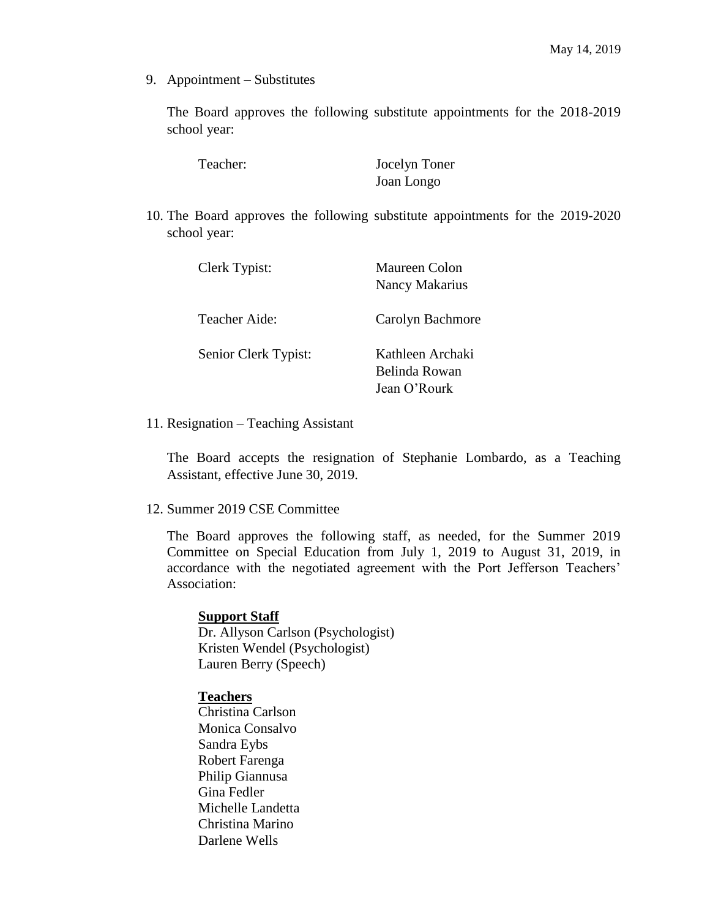9. Appointment – Substitutes

   The Board approves the following substitute appointments for the 2018-2019 school year:

| | |
|---|---|
| Teacher: | Jocelyn Toner<br>Joan Longo |

10. The Board approves the following substitute appointments for the 2019-2020 school year:

| | |
|---|---|
| Clerk Typist: | Maureen Colon<br>Nancy Makarius |
| Teacher Aide: | Carolyn Bachmore |
| Senior Clerk Typist: | Kathleen Archaki<br>Belinda Rowan<br>Jean O'Rourk |

11. Resignation – Teaching Assistant

    The Board accepts the resignation of Stephanie Lombardo, as a Teaching Assistant, effective June 30, 2019.

12. Summer 2019 CSE Committee

    The Board approves the following staff, as needed, for the Summer 2019 Committee on Special Education from July 1, 2019 to August 31, 2019, in accordance with the negotiated agreement with the Port Jefferson Teachers' Association:

    **Support Staff**
    Dr. Allyson Carlson (Psychologist)
    Kristen Wendel (Psychologist)
    Lauren Berry (Speech)

    **Teachers**
    Christina Carlson
    Monica Consalvo
    Sandra Eybs
    Robert Farenga
    Philip Giannusa
    Gina Fedler
    Michelle Landetta
    Christina Marino
    Darlene Wells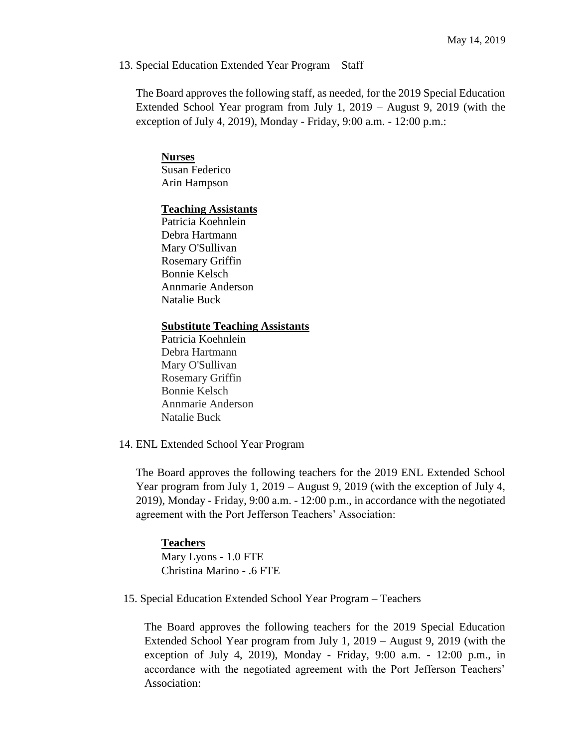13. Special Education Extended Year Program – Staff

The Board approves the following staff, as needed, for the 2019 Special Education Extended School Year program from July 1, 2019 – August 9, 2019 (with the exception of July 4, 2019), Monday - Friday, 9:00 a.m. - 12:00 p.m.:

**Nurses**
Susan Federico
Arin Hampson

**Teaching Assistants**
Patricia Koehnlein
Debra Hartmann
Mary O'Sullivan
Rosemary Griffin
Bonnie Kelsch
Annmarie Anderson
Natalie Buck

**Substitute Teaching Assistants**
Patricia Koehnlein
Debra Hartmann
Mary O'Sullivan
Rosemary Griffin
Bonnie Kelsch
Annmarie Anderson
Natalie Buck

14. ENL Extended School Year Program

The Board approves the following teachers for the 2019 ENL Extended School Year program from July 1, 2019 – August 9, 2019 (with the exception of July 4, 2019), Monday - Friday, 9:00 a.m. - 12:00 p.m., in accordance with the negotiated agreement with the Port Jefferson Teachers' Association:

**Teachers**
Mary Lyons - 1.0 FTE
Christina Marino - .6 FTE

15. Special Education Extended School Year Program – Teachers

The Board approves the following teachers for the 2019 Special Education Extended School Year program from July 1, 2019 – August 9, 2019 (with the exception of July 4, 2019), Monday - Friday, 9:00 a.m. - 12:00 p.m., in accordance with the negotiated agreement with the Port Jefferson Teachers' Association: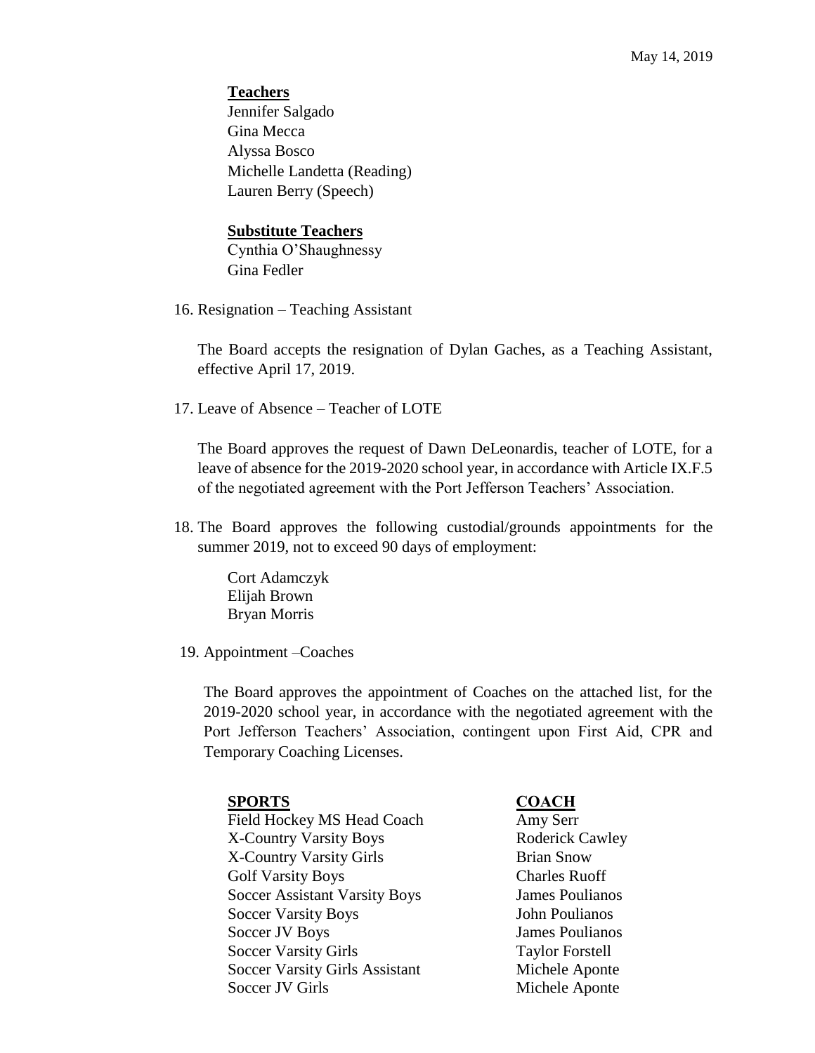**Teachers**

Jennifer Salgado
Gina Mecca
Alyssa Bosco
Michelle Landetta (Reading)
Lauren Berry (Speech)

**Substitute Teachers**

Cynthia O'Shaughnessy
Gina Fedler

16. Resignation – Teaching Assistant

    The Board accepts the resignation of Dylan Gaches, as a Teaching Assistant, effective April 17, 2019.

17. Leave of Absence – Teacher of LOTE

    The Board approves the request of Dawn DeLeonardis, teacher of LOTE, for a leave of absence for the 2019-2020 school year, in accordance with Article IX.F.5 of the negotiated agreement with the Port Jefferson Teachers' Association.

18. The Board approves the following custodial/grounds appointments for the summer 2019, not to exceed 90 days of employment:

    Cort Adamczyk
    Elijah Brown
    Bryan Morris

19. Appointment –Coaches

    The Board approves the appointment of Coaches on the attached list, for the 2019-2020 school year, in accordance with the negotiated agreement with the Port Jefferson Teachers' Association, contingent upon First Aid, CPR and Temporary Coaching Licenses.

| SPORTS | COACH |
|---|---|
| Field Hockey MS Head Coach | Amy Serr |
| X-Country Varsity Boys | Roderick Cawley |
| X-Country Varsity Girls | Brian Snow |
| Golf Varsity Boys | Charles Ruoff |
| Soccer Assistant Varsity Boys | James Poulianos |
| Soccer Varsity Boys | John Poulianos |
| Soccer JV Boys | James Poulianos |
| Soccer Varsity Girls | Taylor Forstell |
| Soccer Varsity Girls Assistant | Michele Aponte |
| Soccer JV Girls | Michele Aponte |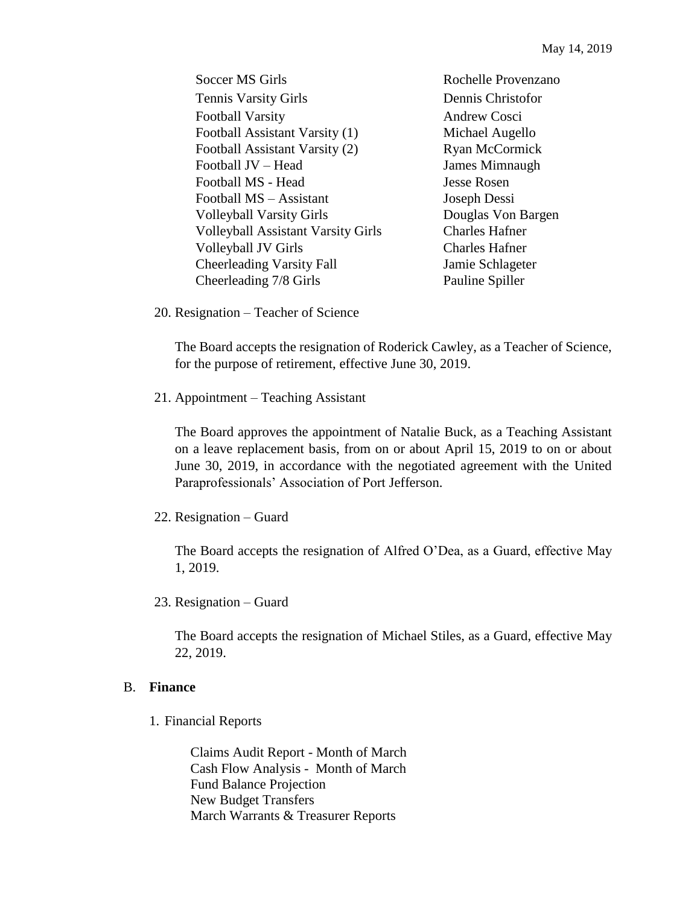| | |
|---|---|
| Soccer MS Girls | Rochelle Provenzano |
| Tennis Varsity Girls | Dennis Christofor |
| Football Varsity | Andrew Cosci |
| Football Assistant Varsity (1) | Michael Augello |
| Football Assistant Varsity (2) | Ryan McCormick |
| Football JV – Head | James Mimnaugh |
| Football MS - Head | Jesse Rosen |
| Football MS – Assistant | Joseph Dessi |
| Volleyball Varsity Girls | Douglas Von Bargen |
| Volleyball Assistant Varsity Girls | Charles Hafner |
| Volleyball JV Girls | Charles Hafner |
| Cheerleading Varsity Fall | Jamie Schlageter |
| Cheerleading 7/8 Girls | Pauline Spiller |

20. Resignation – Teacher of Science

    The Board accepts the resignation of Roderick Cawley, as a Teacher of Science, for the purpose of retirement, effective June 30, 2019.

21. Appointment – Teaching Assistant

    The Board approves the appointment of Natalie Buck, as a Teaching Assistant on a leave replacement basis, from on or about April 15, 2019 to on or about June 30, 2019, in accordance with the negotiated agreement with the United Paraprofessionals' Association of Port Jefferson.

22. Resignation – Guard

    The Board accepts the resignation of Alfred O'Dea, as a Guard, effective May 1, 2019.

23. Resignation – Guard

    The Board accepts the resignation of Michael Stiles, as a Guard, effective May 22, 2019.

B. **Finance**

1. Financial Reports

   Claims Audit Report - Month of March
   Cash Flow Analysis - Month of March
   Fund Balance Projection
   New Budget Transfers
   March Warrants & Treasurer Reports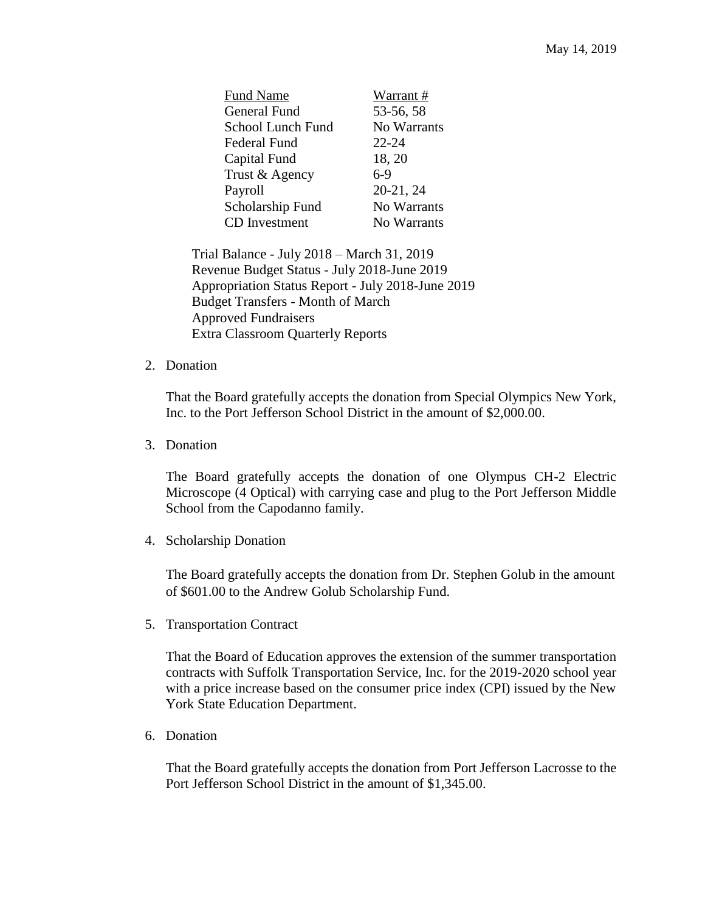| Fund Name | Warrant # |
|---|---|
| General Fund | 53-56, 58 |
| School Lunch Fund | No Warrants |
| Federal Fund | 22-24 |
| Capital Fund | 18, 20 |
| Trust & Agency | 6-9 |
| Payroll | 20-21, 24 |
| Scholarship Fund | No Warrants |
| CD Investment | No Warrants |

Trial Balance - July 2018 – March 31, 2019
Revenue Budget Status - July 2018-June 2019
Appropriation Status Report - July 2018-June 2019
Budget Transfers - Month of March
Approved Fundraisers
Extra Classroom Quarterly Reports

2. Donation

   That the Board gratefully accepts the donation from Special Olympics New York, Inc. to the Port Jefferson School District in the amount of $2,000.00.

3. Donation

   The Board gratefully accepts the donation of one Olympus CH-2 Electric Microscope (4 Optical) with carrying case and plug to the Port Jefferson Middle School from the Capodanno family.

4. Scholarship Donation

   The Board gratefully accepts the donation from Dr. Stephen Golub in the amount of $601.00 to the Andrew Golub Scholarship Fund.

5. Transportation Contract

   That the Board of Education approves the extension of the summer transportation contracts with Suffolk Transportation Service, Inc. for the 2019-2020 school year with a price increase based on the consumer price index (CPI) issued by the New York State Education Department.

6. Donation

   That the Board gratefully accepts the donation from Port Jefferson Lacrosse to the Port Jefferson School District in the amount of $1,345.00.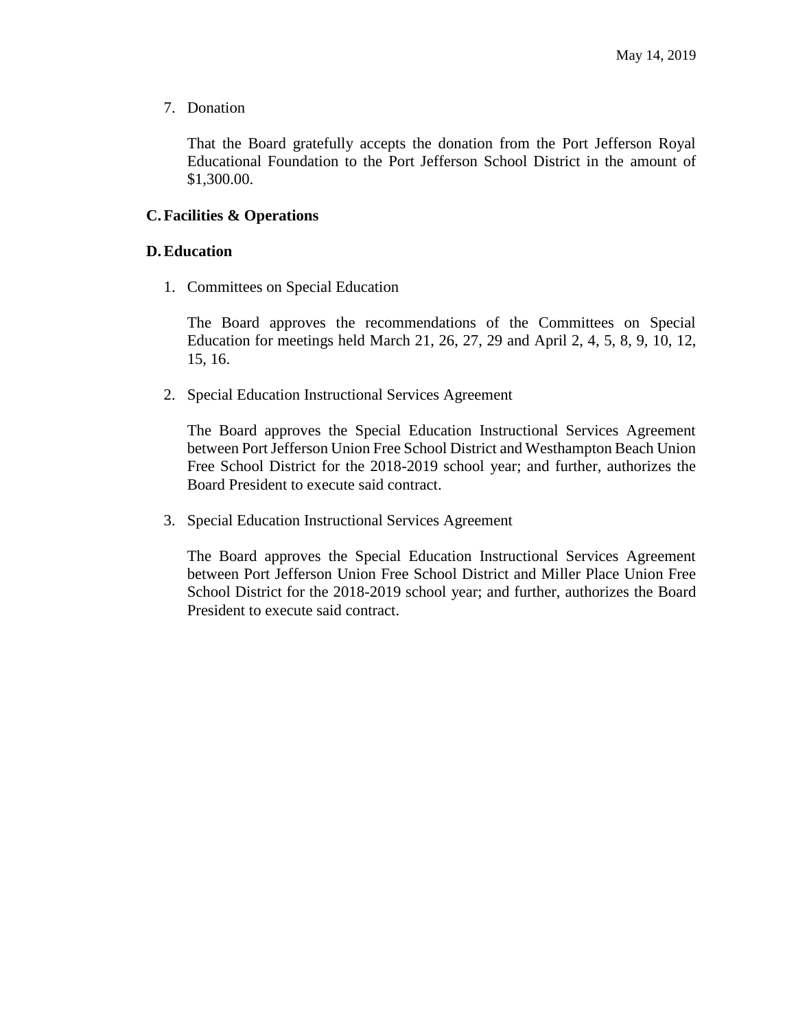7. Donation

   That the Board gratefully accepts the donation from the Port Jefferson Royal Educational Foundation to the Port Jefferson School District in the amount of $1,300.00.

**C. Facilities & Operations**

**D. Education**

1. Committees on Special Education

   The Board approves the recommendations of the Committees on Special Education for meetings held March 21, 26, 27, 29 and April 2, 4, 5, 8, 9, 10, 12, 15, 16.

2. Special Education Instructional Services Agreement

   The Board approves the Special Education Instructional Services Agreement between Port Jefferson Union Free School District and Westhampton Beach Union Free School District for the 2018-2019 school year; and further, authorizes the Board President to execute said contract.

3. Special Education Instructional Services Agreement

   The Board approves the Special Education Instructional Services Agreement between Port Jefferson Union Free School District and Miller Place Union Free School District for the 2018-2019 school year; and further, authorizes the Board President to execute said contract.